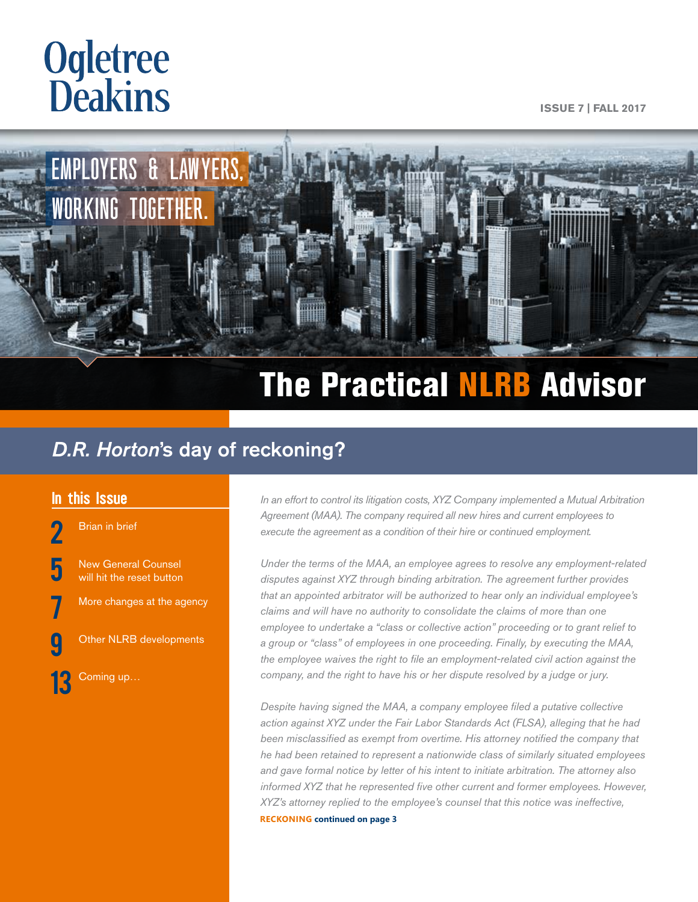# Ogletree Deakins

ISSUE 7 | FALL 2017

EMPLOYERS & LAWYERS, WORKING TOGETHER.

# The Practical NLRB Advisor

## *D.R. Horton*'s day of reckoning?

### In this Issue

- **2** Brian in brief
- **5** New General Counsel will hit the reset button
- **7** More changes at the agency
- **9** Other NLRB developments
- **13** Coming up…

*In an effort to control its litigation costs, XYZ Company implemented a Mutual Arbitration Agreement (MAA). The company required all new hires and current employees to execute the agreement as a condition of their hire or continued employment.*

*Under the terms of the MAA, an employee agrees to resolve any employment-related disputes against XYZ through binding arbitration. The agreement further provides that an appointed arbitrator will be authorized to hear only an individual employee's claims and will have no authority to consolidate the claims of more than one employee to undertake a "class or collective action" proceeding or to grant relief to a group or "class" of employees in one proceeding. Finally, by executing the MAA, the employee waives the right to file an employment-related civil action against the company, and the right to have his or her dispute resolved by a judge or jury.*

*Despite having signed the MAA, a company employee filed a putative collective action against XYZ under the Fair Labor Standards Act (FLSA), alleging that he had been misclassified as exempt from overtime. His attorney notified the company that he had been retained to represent a nationwide class of similarly situated employees and gave formal notice by letter of his intent to initiate arbitration. The attorney also informed XYZ that he represented five other current and former employees. However, XYZ's attorney replied to the employee's counsel that this notice was ineffective,*

**RECKONING continued on page 3**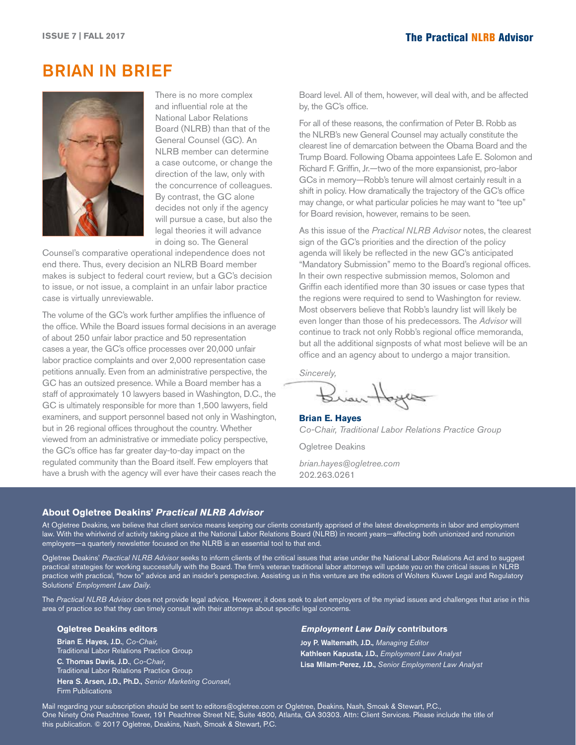## BRIAN IN BRIEF

There is no more complex and influential role at the National Labor Relations Board (NLRB) than that of the General Counsel (GC). An NLRB member can determine a case outcome, or change the direction of the law, only with the concurrence of colleagues. By contrast, the GC alone decides not only if the agency will pursue a case, but also the legal theories it will advance in doing so. The General Counsel's comparative operational independence does not end there. Thus, every decision an NLRB Board member makes is subject to federal court review, but a GC's decision to issue, or not issue, a complaint in an unfair labor practice case is virtually unreviewable.

The volume of the GC's work further amplifies the influence of the office. While the Board issues formal decisions in an average of about 250 unfair labor practice and 50 representation cases a year, the GC's office processes over 20,000 unfair labor practice complaints and over 2,000 representation case petitions annually. Even from an administrative perspective, the GC has an outsized presence. While a Board member has a staff of approximately 10 lawyers based in Washington, D.C., the GC is ultimately responsible for more than 1,500 lawyers, field examiners, and support personnel based not only in Washington, but in 26 regional offices throughout the country. Whether viewed from an administrative or immediate policy perspective, the GC's office has far greater day-to-day impact on the regulated community than the Board itself. Few employers that have a brush with the agency will ever have their cases reach the Board level. All of them, however, will deal with, and be affected by, the GC's office.

For all of these reasons, the confirmation of Peter B. Robb as the NLRB's new General Counsel may actually constitute the clearest line of demarcation between the Obama Board and the Trump Board. Following Obama appointees Lafe E. Solomon and Richard F. Griffin, Jr.—two of the more expansionist, pro-labor GCs in memory—Robb's tenure will almost certainly result in a shift in policy. How dramatically the trajectory of the GC's office may change, or what particular policies he may want to "tee up" for Board revision, however, remains to be seen.

As this issue of the *Practical NLRB Advisor* notes, the clearest sign of the GC's priorities and the direction of the policy agenda will likely be reflected in the new GC's anticipated "Mandatory Submission" memo to the Board's regional offices. In their own respective submission memos, Solomon and Griffin each identified more than 30 issues or case types that the regions were required to send to Washington for review. Most observers believe that Robb's laundry list will likely be even longer than those of his predecessors. The *Advisor* will continue to track not only Robb's regional office memoranda, but all the additional signposts of what most believe will be an office and an agency about to undergo a major transition.

*Sincerely,*

**Brian E. Hayes**
*Co-Chair, Traditional Labor Relations Practice Group*

Ogletree Deakins

*brian.hayes@ogletree.com*
202.263.0261

### About Ogletree Deakins' *Practical NLRB Advisor*

At Ogletree Deakins, we believe that client service means keeping our clients constantly apprised of the latest developments in labor and employment law. With the whirlwind of activity taking place at the National Labor Relations Board (NLRB) in recent years—affecting both unionized and nonunion employers—a quarterly newsletter focused on the NLRB is an essential tool to that end.

Ogletree Deakins' *Practical NLRB Advisor* seeks to inform clients of the critical issues that arise under the National Labor Relations Act and to suggest practical strategies for working successfully with the Board. The firm's veteran traditional labor attorneys will update you on the critical issues in NLRB practice with practical, "how to" advice and an insider's perspective. Assisting us in this venture are the editors of Wolters Kluwer Legal and Regulatory Solutions' *Employment Law Daily*.

The *Practical NLRB Advisor* does not provide legal advice. However, it does seek to alert employers of the myriad issues and challenges that arise in this area of practice so that they can timely consult with their attorneys about specific legal concerns.

#### Ogletree Deakins editors

**Brian E. Hayes, J.D.**, *Co-Chair*, Traditional Labor Relations Practice Group
**C. Thomas Davis, J.D.**, *Co-Chair*, Traditional Labor Relations Practice Group
**Hera S. Arsen, J.D., Ph.D.**, *Senior Marketing Counsel*, Firm Publications

#### *Employment Law Daily* contributors

**Joy P. Waltemath, J.D.**, *Managing Editor*
**Kathleen Kapusta, J.D.**, *Employment Law Analyst*
**Lisa Milam-Perez, J.D.**, *Senior Employment Law Analyst*

Mail regarding your subscription should be sent to editors@ogletree.com or Ogletree, Deakins, Nash, Smoak & Stewart, P.C., One Ninety One Peachtree Tower, 191 Peachtree Street NE, Suite 4800, Atlanta, GA 30303. Attn: Client Services. Please include the title of this publication. © 2017 Ogletree, Deakins, Nash, Smoak & Stewart, P.C.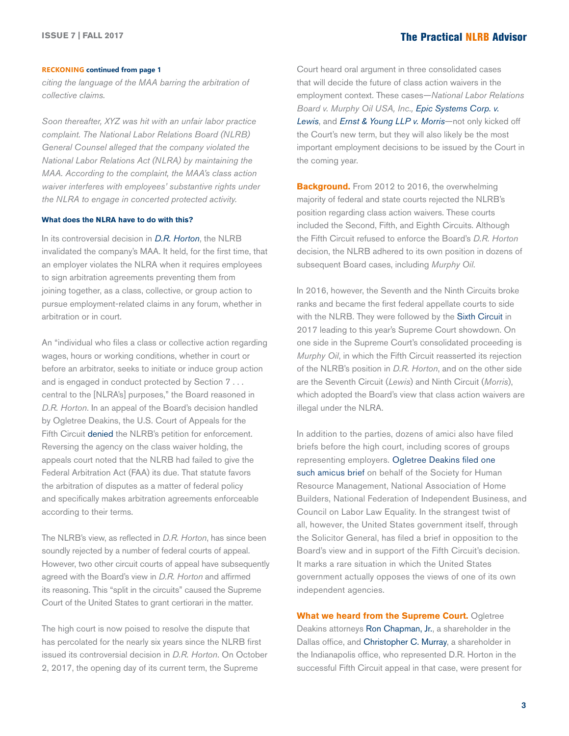**RECKONING continued from page 1**

*citing the language of the MAA barring the arbitration of collective claims.*

*Soon thereafter, XYZ was hit with an unfair labor practice complaint. The National Labor Relations Board (NLRB) General Counsel alleged that the company violated the National Labor Relations Act (NLRA) by maintaining the MAA. According to the complaint, the MAA's class action waiver interferes with employees' substantive rights under the NLRA to engage in concerted protected activity.*

#### What does the NLRA have to do with this?

In its controversial decision in *D.R. Horton*, the NLRB invalidated the company's MAA. It held, for the first time, that an employer violates the NLRA when it requires employees to sign arbitration agreements preventing them from joining together, as a class, collective, or group action to pursue employment-related claims in any forum, whether in arbitration or in court.

An "individual who files a class or collective action regarding wages, hours or working conditions, whether in court or before an arbitrator, seeks to initiate or induce group action and is engaged in conduct protected by Section 7 . . . central to the [NLRA's] purposes," the Board reasoned in *D.R. Horton*. In an appeal of the Board's decision handled by Ogletree Deakins, the U.S. Court of Appeals for the Fifth Circuit denied the NLRB's petition for enforcement. Reversing the agency on the class waiver holding, the appeals court noted that the NLRB had failed to give the Federal Arbitration Act (FAA) its due. That statute favors the arbitration of disputes as a matter of federal policy and specifically makes arbitration agreements enforceable according to their terms.

The NLRB's view, as reflected in *D.R. Horton*, has since been soundly rejected by a number of federal courts of appeal. However, two other circuit courts of appeal have subsequently agreed with the Board's view in *D.R. Horton* and affirmed its reasoning. This "split in the circuits" caused the Supreme Court of the United States to grant certiorari in the matter.

The high court is now poised to resolve the dispute that has percolated for the nearly six years since the NLRB first issued its controversial decision in *D.R. Horton*. On October 2, 2017, the opening day of its current term, the Supreme Court heard oral argument in three consolidated cases that will decide the future of class action waivers in the employment context. These cases—*National Labor Relations Board v. Murphy Oil USA, Inc.*, *Epic Systems Corp. v. Lewis*, and *Ernst & Young LLP v. Morris*—not only kicked off the Court's new term, but they will also likely be the most important employment decisions to be issued by the Court in the coming year.

**Background.** From 2012 to 2016, the overwhelming majority of federal and state courts rejected the NLRB's position regarding class action waivers. These courts included the Second, Fifth, and Eighth Circuits. Although the Fifth Circuit refused to enforce the Board's *D.R. Horton* decision, the NLRB adhered to its own position in dozens of subsequent Board cases, including *Murphy Oil*.

In 2016, however, the Seventh and the Ninth Circuits broke ranks and became the first federal appellate courts to side with the NLRB. They were followed by the Sixth Circuit in 2017 leading to this year's Supreme Court showdown. On one side in the Supreme Court's consolidated proceeding is *Murphy Oil*, in which the Fifth Circuit reasserted its rejection of the NLRB's position in *D.R. Horton*, and on the other side are the Seventh Circuit (*Lewis*) and Ninth Circuit (*Morris*), which adopted the Board's view that class action waivers are illegal under the NLRA.

In addition to the parties, dozens of amici also have filed briefs before the high court, including scores of groups representing employers. Ogletree Deakins filed one such amicus brief on behalf of the Society for Human Resource Management, National Association of Home Builders, National Federation of Independent Business, and Council on Labor Law Equality. In the strangest twist of all, however, the United States government itself, through the Solicitor General, has filed a brief in opposition to the Board's view and in support of the Fifth Circuit's decision. It marks a rare situation in which the United States government actually opposes the views of one of its own independent agencies.

**What we heard from the Supreme Court.** Ogletree Deakins attorneys Ron Chapman, Jr., a shareholder in the Dallas office, and Christopher C. Murray, a shareholder in the Indianapolis office, who represented D.R. Horton in the successful Fifth Circuit appeal in that case, were present for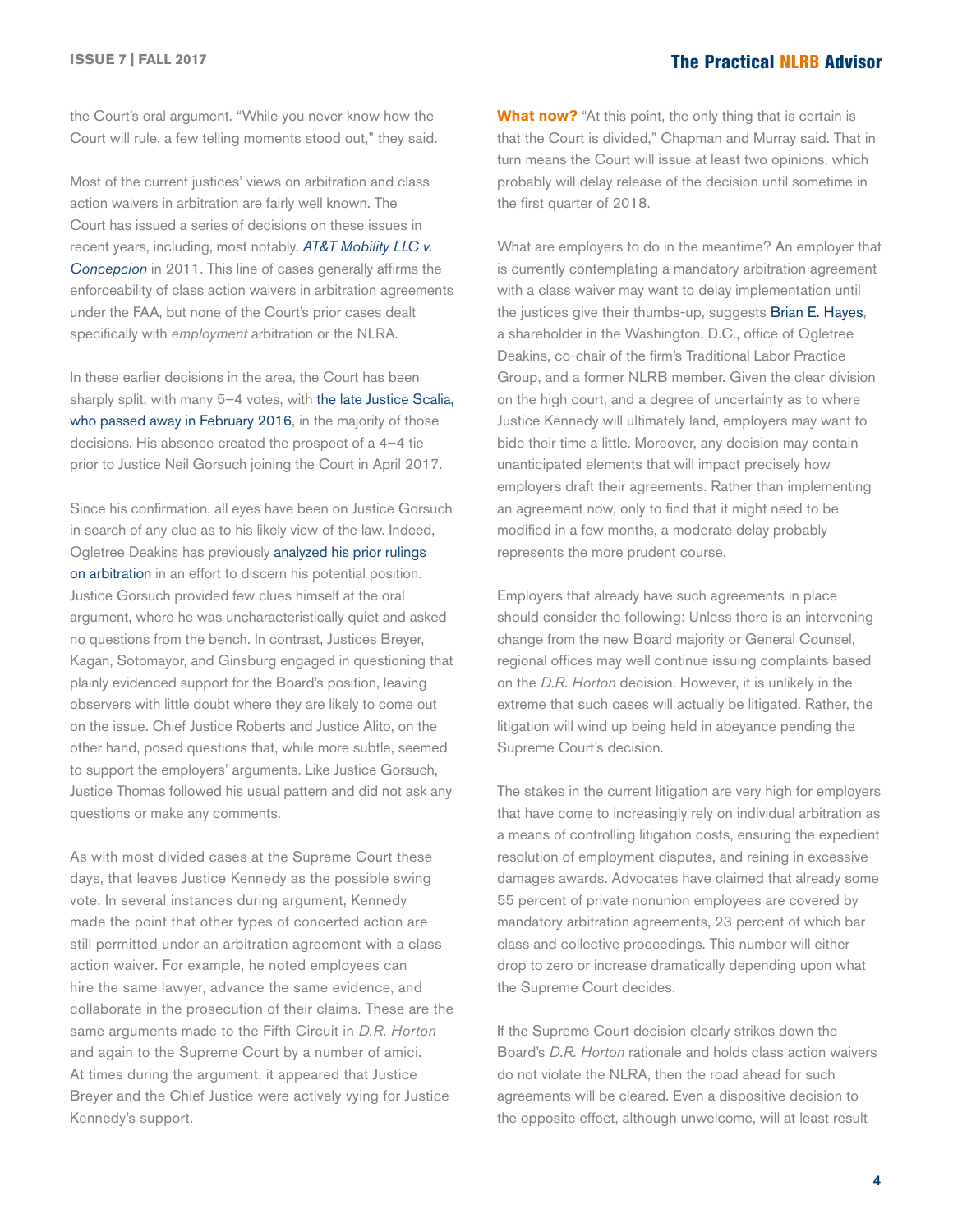the Court's oral argument. "While you never know how the Court will rule, a few telling moments stood out," they said.

Most of the current justices' views on arbitration and class action waivers in arbitration are fairly well known. The Court has issued a series of decisions on these issues in recent years, including, most notably, *AT&T Mobility LLC v. Concepcion* in 2011. This line of cases generally affirms the enforceability of class action waivers in arbitration agreements under the FAA, but none of the Court's prior cases dealt specifically with *employment* arbitration or the NLRA.

In these earlier decisions in the area, the Court has been sharply split, with many 5–4 votes, with the late Justice Scalia, who passed away in February 2016, in the majority of those decisions. His absence created the prospect of a 4–4 tie prior to Justice Neil Gorsuch joining the Court in April 2017.

Since his confirmation, all eyes have been on Justice Gorsuch in search of any clue as to his likely view of the law. Indeed, Ogletree Deakins has previously analyzed his prior rulings on arbitration in an effort to discern his potential position. Justice Gorsuch provided few clues himself at the oral argument, where he was uncharacteristically quiet and asked no questions from the bench. In contrast, Justices Breyer, Kagan, Sotomayor, and Ginsburg engaged in questioning that plainly evidenced support for the Board's position, leaving observers with little doubt where they are likely to come out on the issue. Chief Justice Roberts and Justice Alito, on the other hand, posed questions that, while more subtle, seemed to support the employers' arguments. Like Justice Gorsuch, Justice Thomas followed his usual pattern and did not ask any questions or make any comments.

As with most divided cases at the Supreme Court these days, that leaves Justice Kennedy as the possible swing vote. In several instances during argument, Kennedy made the point that other types of concerted action are still permitted under an arbitration agreement with a class action waiver. For example, he noted employees can hire the same lawyer, advance the same evidence, and collaborate in the prosecution of their claims. These are the same arguments made to the Fifth Circuit in *D.R. Horton* and again to the Supreme Court by a number of amici. At times during the argument, it appeared that Justice Breyer and the Chief Justice were actively vying for Justice Kennedy's support.

**What now?** "At this point, the only thing that is certain is that the Court is divided," Chapman and Murray said. That in turn means the Court will issue at least two opinions, which probably will delay release of the decision until sometime in the first quarter of 2018.

What are employers to do in the meantime? An employer that is currently contemplating a mandatory arbitration agreement with a class waiver may want to delay implementation until the justices give their thumbs-up, suggests Brian E. Hayes, a shareholder in the Washington, D.C., office of Ogletree Deakins, co-chair of the firm's Traditional Labor Practice Group, and a former NLRB member. Given the clear division on the high court, and a degree of uncertainty as to where Justice Kennedy will ultimately land, employers may want to bide their time a little. Moreover, any decision may contain unanticipated elements that will impact precisely how employers draft their agreements. Rather than implementing an agreement now, only to find that it might need to be modified in a few months, a moderate delay probably represents the more prudent course.

Employers that already have such agreements in place should consider the following: Unless there is an intervening change from the new Board majority or General Counsel, regional offices may well continue issuing complaints based on the *D.R. Horton* decision. However, it is unlikely in the extreme that such cases will actually be litigated. Rather, the litigation will wind up being held in abeyance pending the Supreme Court's decision.

The stakes in the current litigation are very high for employers that have come to increasingly rely on individual arbitration as a means of controlling litigation costs, ensuring the expedient resolution of employment disputes, and reining in excessive damages awards. Advocates have claimed that already some 55 percent of private nonunion employees are covered by mandatory arbitration agreements, 23 percent of which bar class and collective proceedings. This number will either drop to zero or increase dramatically depending upon what the Supreme Court decides.

If the Supreme Court decision clearly strikes down the Board's *D.R. Horton* rationale and holds class action waivers do not violate the NLRA, then the road ahead for such agreements will be cleared. Even a dispositive decision to the opposite effect, although unwelcome, will at least result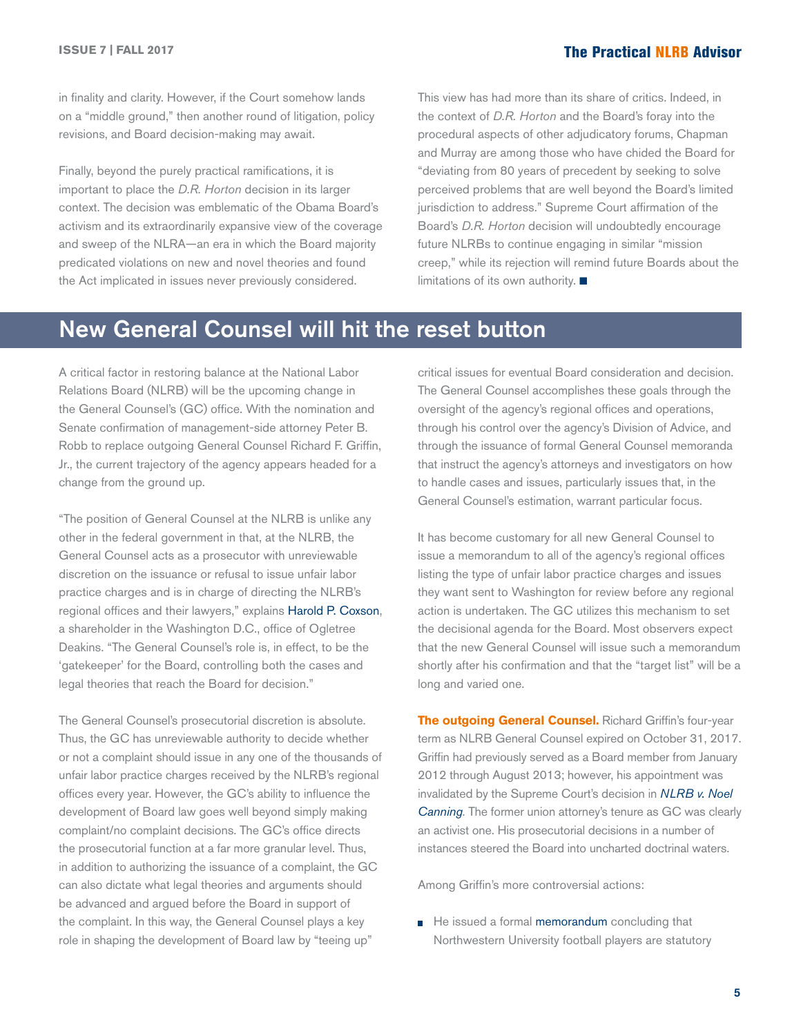in finality and clarity. However, if the Court somehow lands on a "middle ground," then another round of litigation, policy revisions, and Board decision-making may await.

Finally, beyond the purely practical ramifications, it is important to place the *D.R. Horton* decision in its larger context. The decision was emblematic of the Obama Board's activism and its extraordinarily expansive view of the coverage and sweep of the NLRA—an era in which the Board majority predicated violations on new and novel theories and found the Act implicated in issues never previously considered.

This view has had more than its share of critics. Indeed, in the context of *D.R. Horton* and the Board's foray into the procedural aspects of other adjudicatory forums, Chapman and Murray are among those who have chided the Board for "deviating from 80 years of precedent by seeking to solve perceived problems that are well beyond the Board's limited jurisdiction to address." Supreme Court affirmation of the Board's *D.R. Horton* decision will undoubtedly encourage future NLRBs to continue engaging in similar "mission creep," while its rejection will remind future Boards about the limitations of its own authority. ■

## New General Counsel will hit the reset button

A critical factor in restoring balance at the National Labor Relations Board (NLRB) will be the upcoming change in the General Counsel's (GC) office. With the nomination and Senate confirmation of management-side attorney Peter B. Robb to replace outgoing General Counsel Richard F. Griffin, Jr., the current trajectory of the agency appears headed for a change from the ground up.

"The position of General Counsel at the NLRB is unlike any other in the federal government in that, at the NLRB, the General Counsel acts as a prosecutor with unreviewable discretion on the issuance or refusal to issue unfair labor practice charges and is in charge of directing the NLRB's regional offices and their lawyers," explains Harold P. Coxson, a shareholder in the Washington D.C., office of Ogletree Deakins. "The General Counsel's role is, in effect, to be the 'gatekeeper' for the Board, controlling both the cases and legal theories that reach the Board for decision."

The General Counsel's prosecutorial discretion is absolute. Thus, the GC has unreviewable authority to decide whether or not a complaint should issue in any one of the thousands of unfair labor practice charges received by the NLRB's regional offices every year. However, the GC's ability to influence the development of Board law goes well beyond simply making complaint/no complaint decisions. The GC's office directs the prosecutorial function at a far more granular level. Thus, in addition to authorizing the issuance of a complaint, the GC can also dictate what legal theories and arguments should be advanced and argued before the Board in support of the complaint. In this way, the General Counsel plays a key role in shaping the development of Board law by "teeing up" critical issues for eventual Board consideration and decision. The General Counsel accomplishes these goals through the oversight of the agency's regional offices and operations, through his control over the agency's Division of Advice, and through the issuance of formal General Counsel memoranda that instruct the agency's attorneys and investigators on how to handle cases and issues, particularly issues that, in the General Counsel's estimation, warrant particular focus.

It has become customary for all new General Counsel to issue a memorandum to all of the agency's regional offices listing the type of unfair labor practice charges and issues they want sent to Washington for review before any regional action is undertaken. The GC utilizes this mechanism to set the decisional agenda for the Board. Most observers expect that the new General Counsel will issue such a memorandum shortly after his confirmation and that the "target list" will be a long and varied one.

**The outgoing General Counsel.** Richard Griffin's four-year term as NLRB General Counsel expired on October 31, 2017. Griffin had previously served as a Board member from January 2012 through August 2013; however, his appointment was invalidated by the Supreme Court's decision in *NLRB v. Noel Canning*. The former union attorney's tenure as GC was clearly an activist one. His prosecutorial decisions in a number of instances steered the Board into uncharted doctrinal waters.

Among Griffin's more controversial actions:

- He issued a formal memorandum concluding that Northwestern University football players are statutory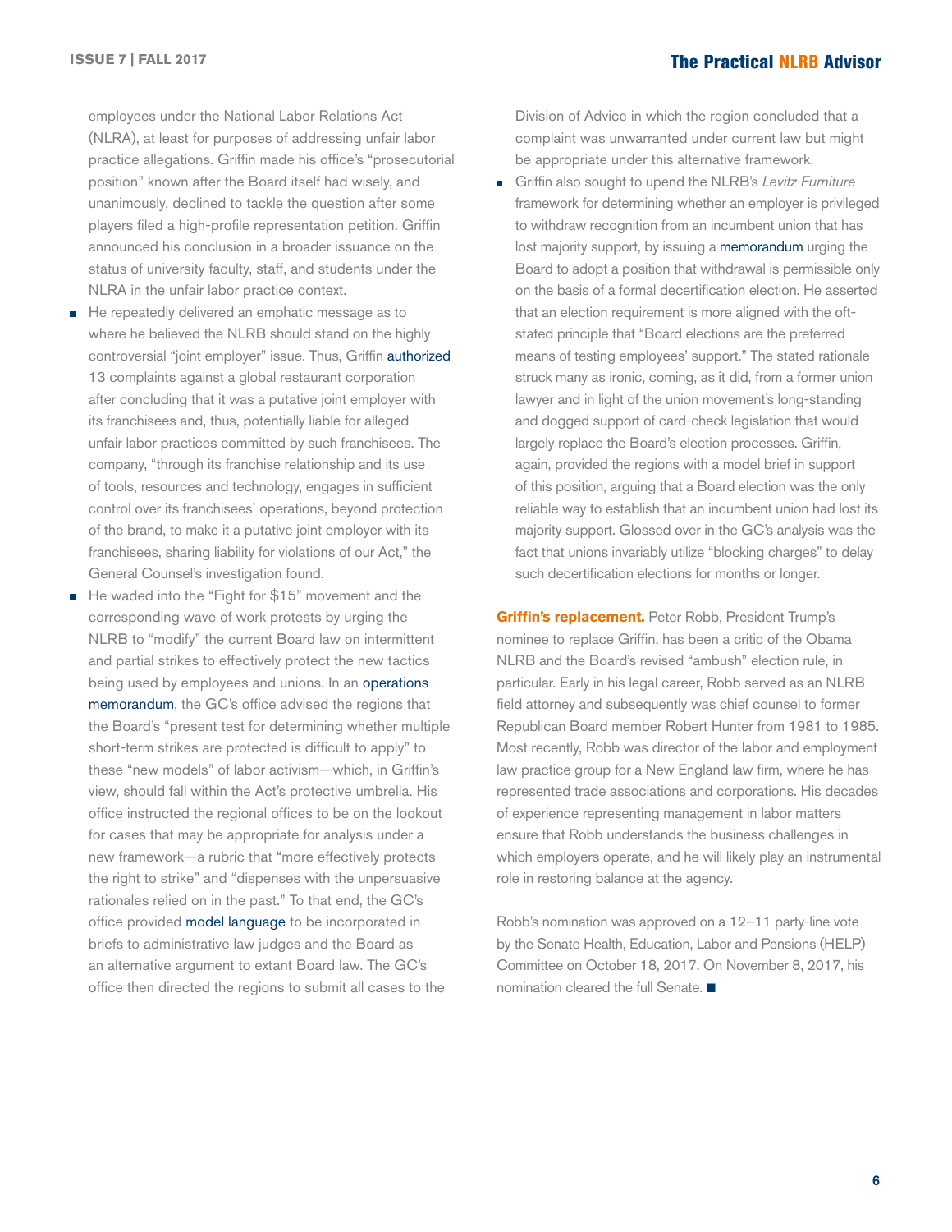employees under the National Labor Relations Act (NLRA), at least for purposes of addressing unfair labor practice allegations. Griffin made his office's "prosecutorial position" known after the Board itself had wisely, and unanimously, declined to tackle the question after some players filed a high-profile representation petition. Griffin announced his conclusion in a broader issuance on the status of university faculty, staff, and students under the NLRA in the unfair labor practice context.

- He repeatedly delivered an emphatic message as to where he believed the NLRB should stand on the highly controversial "joint employer" issue. Thus, Griffin authorized 13 complaints against a global restaurant corporation after concluding that it was a putative joint employer with its franchisees and, thus, potentially liable for alleged unfair labor practices committed by such franchisees. The company, "through its franchise relationship and its use of tools, resources and technology, engages in sufficient control over its franchisees' operations, beyond protection of the brand, to make it a putative joint employer with its franchisees, sharing liability for violations of our Act," the General Counsel's investigation found.
- He waded into the "Fight for $15" movement and the corresponding wave of work protests by urging the NLRB to "modify" the current Board law on intermittent and partial strikes to effectively protect the new tactics being used by employees and unions. In an operations memorandum, the GC's office advised the regions that the Board's "present test for determining whether multiple short-term strikes are protected is difficult to apply" to these "new models" of labor activism—which, in Griffin's view, should fall within the Act's protective umbrella. His office instructed the regional offices to be on the lookout for cases that may be appropriate for analysis under a new framework—a rubric that "more effectively protects the right to strike" and "dispenses with the unpersuasive rationales relied on in the past." To that end, the GC's office provided model language to be incorporated in briefs to administrative law judges and the Board as an alternative argument to extant Board law. The GC's office then directed the regions to submit all cases to the Division of Advice in which the region concluded that a complaint was unwarranted under current law but might be appropriate under this alternative framework.
- Griffin also sought to upend the NLRB's *Levitz Furniture* framework for determining whether an employer is privileged to withdraw recognition from an incumbent union that has lost majority support, by issuing a memorandum urging the Board to adopt a position that withdrawal is permissible only on the basis of a formal decertification election. He asserted that an election requirement is more aligned with the oft-stated principle that "Board elections are the preferred means of testing employees' support." The stated rationale struck many as ironic, coming, as it did, from a former union lawyer and in light of the union movement's long-standing and dogged support of card-check legislation that would largely replace the Board's election processes. Griffin, again, provided the regions with a model brief in support of this position, arguing that a Board election was the only reliable way to establish that an incumbent union had lost its majority support. Glossed over in the GC's analysis was the fact that unions invariably utilize "blocking charges" to delay such decertification elections for months or longer.

**Griffin's replacement.** Peter Robb, President Trump's nominee to replace Griffin, has been a critic of the Obama NLRB and the Board's revised "ambush" election rule, in particular. Early in his legal career, Robb served as an NLRB field attorney and subsequently was chief counsel to former Republican Board member Robert Hunter from 1981 to 1985. Most recently, Robb was director of the labor and employment law practice group for a New England law firm, where he has represented trade associations and corporations. His decades of experience representing management in labor matters ensure that Robb understands the business challenges in which employers operate, and he will likely play an instrumental role in restoring balance at the agency.

Robb's nomination was approved on a 12–11 party-line vote by the Senate Health, Education, Labor and Pensions (HELP) Committee on October 18, 2017. On November 8, 2017, his nomination cleared the full Senate. ■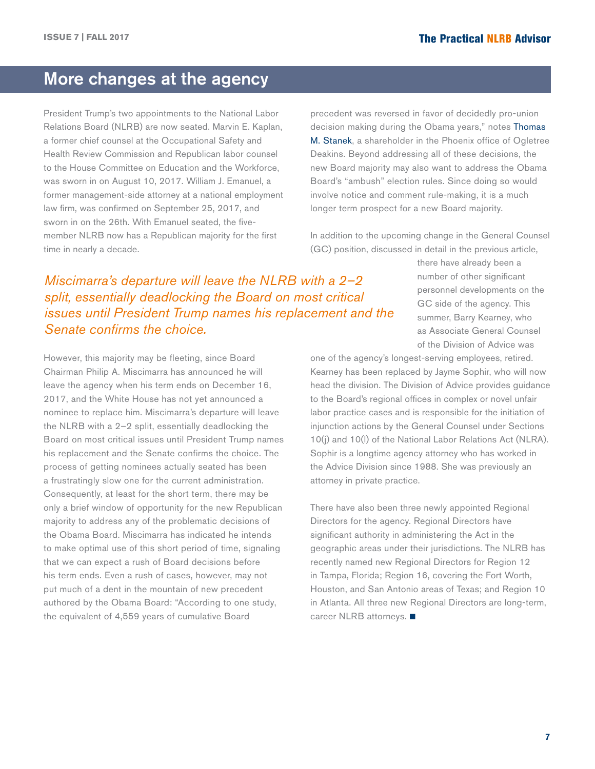## More changes at the agency

President Trump's two appointments to the National Labor Relations Board (NLRB) are now seated. Marvin E. Kaplan, a former chief counsel at the Occupational Safety and Health Review Commission and Republican labor counsel to the House Committee on Education and the Workforce, was sworn in on August 10, 2017. William J. Emanuel, a former management-side attorney at a national employment law firm, was confirmed on September 25, 2017, and sworn in on the 26th. With Emanuel seated, the five-member NLRB now has a Republican majority for the first time in nearly a decade.

*Miscimarra's departure will leave the NLRB with a 2–2 split, essentially deadlocking the Board on most critical issues until President Trump names his replacement and the Senate confirms the choice.*

However, this majority may be fleeting, since Board Chairman Philip A. Miscimarra has announced he will leave the agency when his term ends on December 16, 2017, and the White House has not yet announced a nominee to replace him. Miscimarra's departure will leave the NLRB with a 2–2 split, essentially deadlocking the Board on most critical issues until President Trump names his replacement and the Senate confirms the choice. The process of getting nominees actually seated has been a frustratingly slow one for the current administration. Consequently, at least for the short term, there may be only a brief window of opportunity for the new Republican majority to address any of the problematic decisions of the Obama Board. Miscimarra has indicated he intends to make optimal use of this short period of time, signaling that we can expect a rush of Board decisions before his term ends. Even a rush of cases, however, may not put much of a dent in the mountain of new precedent authored by the Obama Board: "According to one study, the equivalent of 4,559 years of cumulative Board precedent was reversed in favor of decidedly pro-union decision making during the Obama years," notes Thomas M. Stanek, a shareholder in the Phoenix office of Ogletree Deakins. Beyond addressing all of these decisions, the new Board majority may also want to address the Obama Board's "ambush" election rules. Since doing so would involve notice and comment rule-making, it is a much longer term prospect for a new Board majority.

In addition to the upcoming change in the General Counsel (GC) position, discussed in detail in the previous article, there have already been a number of other significant personnel developments on the GC side of the agency. This summer, Barry Kearney, who as Associate General Counsel of the Division of Advice was one of the agency's longest-serving employees, retired. Kearney has been replaced by Jayme Sophir, who will now head the division. The Division of Advice provides guidance to the Board's regional offices in complex or novel unfair labor practice cases and is responsible for the initiation of injunction actions by the General Counsel under Sections 10(j) and 10(l) of the National Labor Relations Act (NLRA). Sophir is a longtime agency attorney who has worked in the Advice Division since 1988. She was previously an attorney in private practice.

There have also been three newly appointed Regional Directors for the agency. Regional Directors have significant authority in administering the Act in the geographic areas under their jurisdictions. The NLRB has recently named new Regional Directors for Region 12 in Tampa, Florida; Region 16, covering the Fort Worth, Houston, and San Antonio areas of Texas; and Region 10 in Atlanta. All three new Regional Directors are long-term, career NLRB attorneys. ■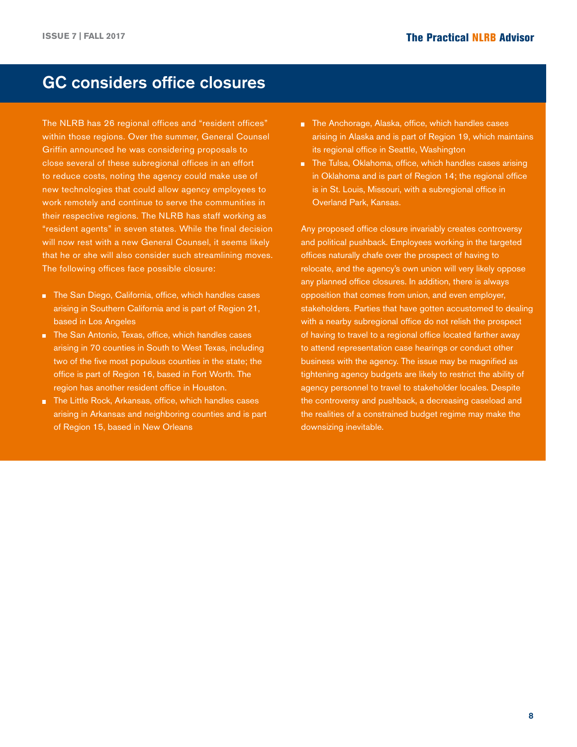## GC considers office closures

The NLRB has 26 regional offices and "resident offices" within those regions. Over the summer, General Counsel Griffin announced he was considering proposals to close several of these subregional offices in an effort to reduce costs, noting the agency could make use of new technologies that could allow agency employees to work remotely and continue to serve the communities in their respective regions. The NLRB has staff working as "resident agents" in seven states. While the final decision will now rest with a new General Counsel, it seems likely that he or she will also consider such streamlining moves. The following offices face possible closure:

- The San Diego, California, office, which handles cases arising in Southern California and is part of Region 21, based in Los Angeles
- The San Antonio, Texas, office, which handles cases arising in 70 counties in South to West Texas, including two of the five most populous counties in the state; the office is part of Region 16, based in Fort Worth. The region has another resident office in Houston.
- The Little Rock, Arkansas, office, which handles cases arising in Arkansas and neighboring counties and is part of Region 15, based in New Orleans
- The Anchorage, Alaska, office, which handles cases arising in Alaska and is part of Region 19, which maintains its regional office in Seattle, Washington
- The Tulsa, Oklahoma, office, which handles cases arising in Oklahoma and is part of Region 14; the regional office is in St. Louis, Missouri, with a subregional office in Overland Park, Kansas.

Any proposed office closure invariably creates controversy and political pushback. Employees working in the targeted offices naturally chafe over the prospect of having to relocate, and the agency's own union will very likely oppose any planned office closures. In addition, there is always opposition that comes from union, and even employer, stakeholders. Parties that have gotten accustomed to dealing with a nearby subregional office do not relish the prospect of having to travel to a regional office located farther away to attend representation case hearings or conduct other business with the agency. The issue may be magnified as tightening agency budgets are likely to restrict the ability of agency personnel to travel to stakeholder locales. Despite the controversy and pushback, a decreasing caseload and the realities of a constrained budget regime may make the downsizing inevitable.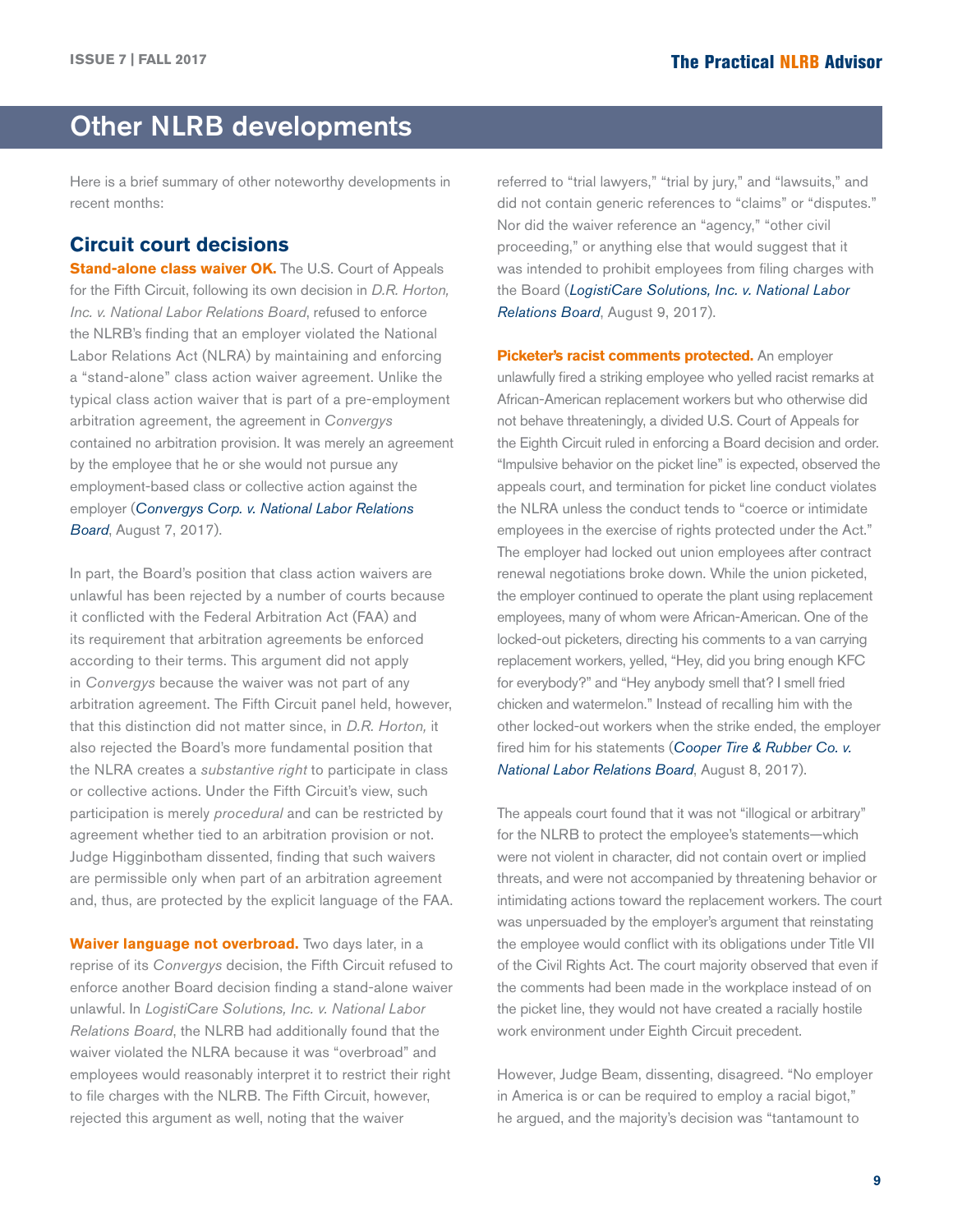## Other NLRB developments

Here is a brief summary of other noteworthy developments in recent months:

### Circuit court decisions

**Stand-alone class waiver OK.** The U.S. Court of Appeals for the Fifth Circuit, following its own decision in *D.R. Horton, Inc. v. National Labor Relations Board*, refused to enforce the NLRB's finding that an employer violated the National Labor Relations Act (NLRA) by maintaining and enforcing a "stand-alone" class action waiver agreement. Unlike the typical class action waiver that is part of a pre-employment arbitration agreement, the agreement in *Convergys* contained no arbitration provision. It was merely an agreement by the employee that he or she would not pursue any employment-based class or collective action against the employer (*Convergys Corp. v. National Labor Relations Board*, August 7, 2017).

In part, the Board's position that class action waivers are unlawful has been rejected by a number of courts because it conflicted with the Federal Arbitration Act (FAA) and its requirement that arbitration agreements be enforced according to their terms. This argument did not apply in *Convergys* because the waiver was not part of any arbitration agreement. The Fifth Circuit panel held, however, that this distinction did not matter since, in *D.R. Horton,* it also rejected the Board's more fundamental position that the NLRA creates a *substantive right* to participate in class or collective actions. Under the Fifth Circuit's view, such participation is merely *procedural* and can be restricted by agreement whether tied to an arbitration provision or not. Judge Higginbotham dissented, finding that such waivers are permissible only when part of an arbitration agreement and, thus, are protected by the explicit language of the FAA.

**Waiver language not overbroad.** Two days later, in a reprise of its *Convergys* decision, the Fifth Circuit refused to enforce another Board decision finding a stand-alone waiver unlawful. In *LogistiCare Solutions, Inc. v. National Labor Relations Board*, the NLRB had additionally found that the waiver violated the NLRA because it was "overbroad" and employees would reasonably interpret it to restrict their right to file charges with the NLRB. The Fifth Circuit, however, rejected this argument as well, noting that the waiver referred to "trial lawyers," "trial by jury," and "lawsuits," and did not contain generic references to "claims" or "disputes." Nor did the waiver reference an "agency," "other civil proceeding," or anything else that would suggest that it was intended to prohibit employees from filing charges with the Board (*LogistiCare Solutions, Inc. v. National Labor Relations Board*, August 9, 2017).

**Picketer's racist comments protected.** An employer unlawfully fired a striking employee who yelled racist remarks at African-American replacement workers but who otherwise did not behave threateningly, a divided U.S. Court of Appeals for the Eighth Circuit ruled in enforcing a Board decision and order. "Impulsive behavior on the picket line" is expected, observed the appeals court, and termination for picket line conduct violates the NLRA unless the conduct tends to "coerce or intimidate employees in the exercise of rights protected under the Act." The employer had locked out union employees after contract renewal negotiations broke down. While the union picketed, the employer continued to operate the plant using replacement employees, many of whom were African-American. One of the locked-out picketers, directing his comments to a van carrying replacement workers, yelled, "Hey, did you bring enough KFC for everybody?" and "Hey anybody smell that? I smell fried chicken and watermelon." Instead of recalling him with the other locked-out workers when the strike ended, the employer fired him for his statements (*Cooper Tire & Rubber Co. v. National Labor Relations Board*, August 8, 2017).

The appeals court found that it was not "illogical or arbitrary" for the NLRB to protect the employee's statements—which were not violent in character, did not contain overt or implied threats, and were not accompanied by threatening behavior or intimidating actions toward the replacement workers. The court was unpersuaded by the employer's argument that reinstating the employee would conflict with its obligations under Title VII of the Civil Rights Act. The court majority observed that even if the comments had been made in the workplace instead of on the picket line, they would not have created a racially hostile work environment under Eighth Circuit precedent.

However, Judge Beam, dissenting, disagreed. "No employer in America is or can be required to employ a racial bigot," he argued, and the majority's decision was "tantamount to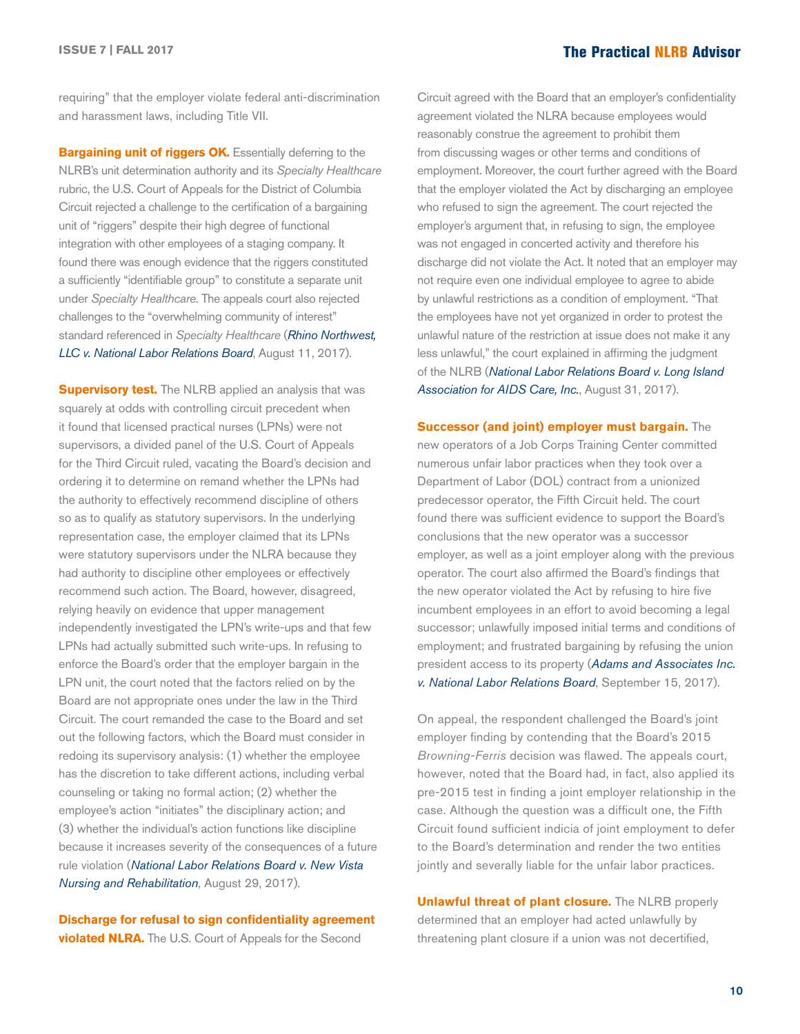requiring" that the employer violate federal anti-discrimination and harassment laws, including Title VII.

**Bargaining unit of riggers OK.** Essentially deferring to the NLRB's unit determination authority and its *Specialty Healthcare* rubric, the U.S. Court of Appeals for the District of Columbia Circuit rejected a challenge to the certification of a bargaining unit of "riggers" despite their high degree of functional integration with other employees of a staging company. It found there was enough evidence that the riggers constituted a sufficiently "identifiable group" to constitute a separate unit under *Specialty Healthcare.* The appeals court also rejected challenges to the "overwhelming community of interest" standard referenced in *Specialty Healthcare* (*Rhino Northwest, LLC v. National Labor Relations Board*, August 11, 2017).

**Supervisory test.** The NLRB applied an analysis that was squarely at odds with controlling circuit precedent when it found that licensed practical nurses (LPNs) were not supervisors, a divided panel of the U.S. Court of Appeals for the Third Circuit ruled, vacating the Board's decision and ordering it to determine on remand whether the LPNs had the authority to effectively recommend discipline of others so as to qualify as statutory supervisors. In the underlying representation case, the employer claimed that its LPNs were statutory supervisors under the NLRA because they had authority to discipline other employees or effectively recommend such action. The Board, however, disagreed, relying heavily on evidence that upper management independently investigated the LPN's write-ups and that few LPNs had actually submitted such write-ups. In refusing to enforce the Board's order that the employer bargain in the LPN unit, the court noted that the factors relied on by the Board are not appropriate ones under the law in the Third Circuit. The court remanded the case to the Board and set out the following factors, which the Board must consider in redoing its supervisory analysis: (1) whether the employee has the discretion to take different actions, including verbal counseling or taking no formal action; (2) whether the employee's action "initiates" the disciplinary action; and (3) whether the individual's action functions like discipline because it increases severity of the consequences of a future rule violation (*National Labor Relations Board v. New Vista Nursing and Rehabilitation*, August 29, 2017).

**Discharge for refusal to sign confidentiality agreement violated NLRA.** The U.S. Court of Appeals for the Second Circuit agreed with the Board that an employer's confidentiality agreement violated the NLRA because employees would reasonably construe the agreement to prohibit them from discussing wages or other terms and conditions of employment. Moreover, the court further agreed with the Board that the employer violated the Act by discharging an employee who refused to sign the agreement. The court rejected the employer's argument that, in refusing to sign, the employee was not engaged in concerted activity and therefore his discharge did not violate the Act. It noted that an employer may not require even one individual employee to agree to abide by unlawful restrictions as a condition of employment. "That the employees have not yet organized in order to protest the unlawful nature of the restriction at issue does not make it any less unlawful," the court explained in affirming the judgment of the NLRB (*National Labor Relations Board v. Long Island Association for AIDS Care, Inc.*, August 31, 2017).

**Successor (and joint) employer must bargain.** The new operators of a Job Corps Training Center committed numerous unfair labor practices when they took over a Department of Labor (DOL) contract from a unionized predecessor operator, the Fifth Circuit held. The court found there was sufficient evidence to support the Board's conclusions that the new operator was a successor employer, as well as a joint employer along with the previous operator. The court also affirmed the Board's findings that the new operator violated the Act by refusing to hire five incumbent employees in an effort to avoid becoming a legal successor; unlawfully imposed initial terms and conditions of employment; and frustrated bargaining by refusing the union president access to its property (*Adams and Associates Inc. v. National Labor Relations Board*, September 15, 2017).

On appeal, the respondent challenged the Board's joint employer finding by contending that the Board's 2015 *Browning-Ferris* decision was flawed. The appeals court, however, noted that the Board had, in fact, also applied its pre-2015 test in finding a joint employer relationship in the case. Although the question was a difficult one, the Fifth Circuit found sufficient indicia of joint employment to defer to the Board's determination and render the two entities jointly and severally liable for the unfair labor practices.

**Unlawful threat of plant closure.** The NLRB properly determined that an employer had acted unlawfully by threatening plant closure if a union was not decertified,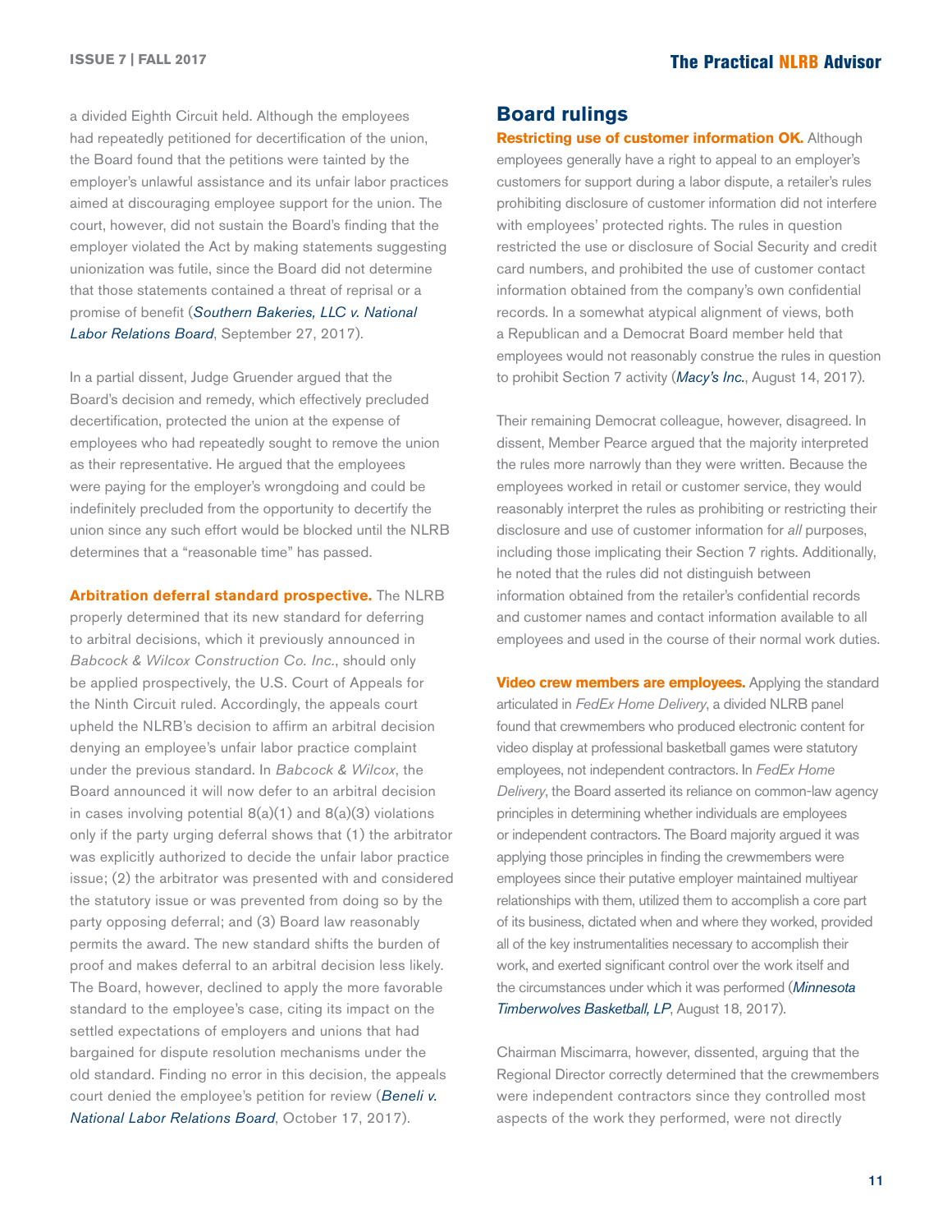a divided Eighth Circuit held. Although the employees had repeatedly petitioned for decertification of the union, the Board found that the petitions were tainted by the employer's unlawful assistance and its unfair labor practices aimed at discouraging employee support for the union. The court, however, did not sustain the Board's finding that the employer violated the Act by making statements suggesting unionization was futile, since the Board did not determine that those statements contained a threat of reprisal or a promise of benefit (*Southern Bakeries, LLC v. National Labor Relations Board*, September 27, 2017).

In a partial dissent, Judge Gruender argued that the Board's decision and remedy, which effectively precluded decertification, protected the union at the expense of employees who had repeatedly sought to remove the union as their representative. He argued that the employees were paying for the employer's wrongdoing and could be indefinitely precluded from the opportunity to decertify the union since any such effort would be blocked until the NLRB determines that a "reasonable time" has passed.

**Arbitration deferral standard prospective.** The NLRB properly determined that its new standard for deferring to arbitral decisions, which it previously announced in *Babcock & Wilcox Construction Co. Inc.*, should only be applied prospectively, the U.S. Court of Appeals for the Ninth Circuit ruled. Accordingly, the appeals court upheld the NLRB's decision to affirm an arbitral decision denying an employee's unfair labor practice complaint under the previous standard. In *Babcock & Wilcox*, the Board announced it will now defer to an arbitral decision in cases involving potential 8(a)(1) and 8(a)(3) violations only if the party urging deferral shows that (1) the arbitrator was explicitly authorized to decide the unfair labor practice issue; (2) the arbitrator was presented with and considered the statutory issue or was prevented from doing so by the party opposing deferral; and (3) Board law reasonably permits the award. The new standard shifts the burden of proof and makes deferral to an arbitral decision less likely. The Board, however, declined to apply the more favorable standard to the employee's case, citing its impact on the settled expectations of employers and unions that had bargained for dispute resolution mechanisms under the old standard. Finding no error in this decision, the appeals court denied the employee's petition for review (*Beneli v. National Labor Relations Board*, October 17, 2017).

## Board rulings

**Restricting use of customer information OK.** Although employees generally have a right to appeal to an employer's customers for support during a labor dispute, a retailer's rules prohibiting disclosure of customer information did not interfere with employees' protected rights. The rules in question restricted the use or disclosure of Social Security and credit card numbers, and prohibited the use of customer contact information obtained from the company's own confidential records. In a somewhat atypical alignment of views, both a Republican and a Democrat Board member held that employees would not reasonably construe the rules in question to prohibit Section 7 activity (*Macy's Inc.*, August 14, 2017).

Their remaining Democrat colleague, however, disagreed. In dissent, Member Pearce argued that the majority interpreted the rules more narrowly than they were written. Because the employees worked in retail or customer service, they would reasonably interpret the rules as prohibiting or restricting their disclosure and use of customer information for *all* purposes, including those implicating their Section 7 rights. Additionally, he noted that the rules did not distinguish between information obtained from the retailer's confidential records and customer names and contact information available to all employees and used in the course of their normal work duties.

**Video crew members are employees.** Applying the standard articulated in *FedEx Home Delivery*, a divided NLRB panel found that crewmembers who produced electronic content for video display at professional basketball games were statutory employees, not independent contractors. In *FedEx Home Delivery*, the Board asserted its reliance on common-law agency principles in determining whether individuals are employees or independent contractors. The Board majority argued it was applying those principles in finding the crewmembers were employees since their putative employer maintained multiyear relationships with them, utilized them to accomplish a core part of its business, dictated when and where they worked, provided all of the key instrumentalities necessary to accomplish their work, and exerted significant control over the work itself and the circumstances under which it was performed (*Minnesota Timberwolves Basketball, LP*, August 18, 2017).

Chairman Miscimarra, however, dissented, arguing that the Regional Director correctly determined that the crewmembers were independent contractors since they controlled most aspects of the work they performed, were not directly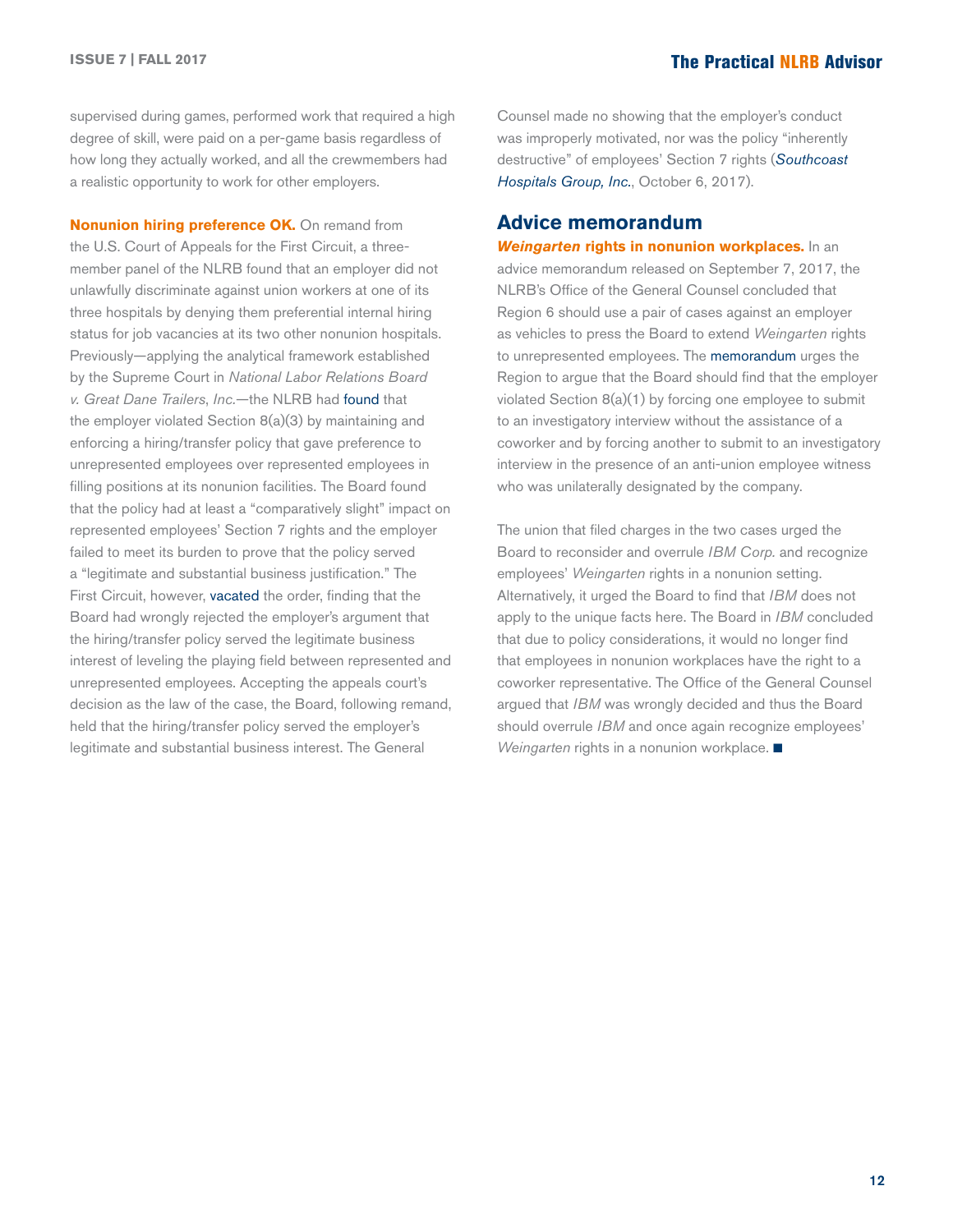supervised during games, performed work that required a high degree of skill, were paid on a per-game basis regardless of how long they actually worked, and all the crewmembers had a realistic opportunity to work for other employers.

**Nonunion hiring preference OK.** On remand from the U.S. Court of Appeals for the First Circuit, a three-member panel of the NLRB found that an employer did not unlawfully discriminate against union workers at one of its three hospitals by denying them preferential internal hiring status for job vacancies at its two other nonunion hospitals. Previously—applying the analytical framework established by the Supreme Court in *National Labor Relations Board v. Great Dane Trailers, Inc.*—the NLRB had found that the employer violated Section 8(a)(3) by maintaining and enforcing a hiring/transfer policy that gave preference to unrepresented employees over represented employees in filling positions at its nonunion facilities. The Board found that the policy had at least a "comparatively slight" impact on represented employees' Section 7 rights and the employer failed to meet its burden to prove that the policy served a "legitimate and substantial business justification." The First Circuit, however, vacated the order, finding that the Board had wrongly rejected the employer's argument that the hiring/transfer policy served the legitimate business interest of leveling the playing field between represented and unrepresented employees. Accepting the appeals court's decision as the law of the case, the Board, following remand, held that the hiring/transfer policy served the employer's legitimate and substantial business interest. The General Counsel made no showing that the employer's conduct was improperly motivated, nor was the policy "inherently destructive" of employees' Section 7 rights (*Southcoast Hospitals Group, Inc.*, October 6, 2017).

## Advice memorandum

***Weingarten* rights in nonunion workplaces.** In an advice memorandum released on September 7, 2017, the NLRB's Office of the General Counsel concluded that Region 6 should use a pair of cases against an employer as vehicles to press the Board to extend *Weingarten* rights to unrepresented employees. The memorandum urges the Region to argue that the Board should find that the employer violated Section 8(a)(1) by forcing one employee to submit to an investigatory interview without the assistance of a coworker and by forcing another to submit to an investigatory interview in the presence of an anti-union employee witness who was unilaterally designated by the company.

The union that filed charges in the two cases urged the Board to reconsider and overrule *IBM Corp.* and recognize employees' *Weingarten* rights in a nonunion setting. Alternatively, it urged the Board to find that *IBM* does not apply to the unique facts here. The Board in *IBM* concluded that due to policy considerations, it would no longer find that employees in nonunion workplaces have the right to a coworker representative. The Office of the General Counsel argued that *IBM* was wrongly decided and thus the Board should overrule *IBM* and once again recognize employees' *Weingarten* rights in a nonunion workplace. ■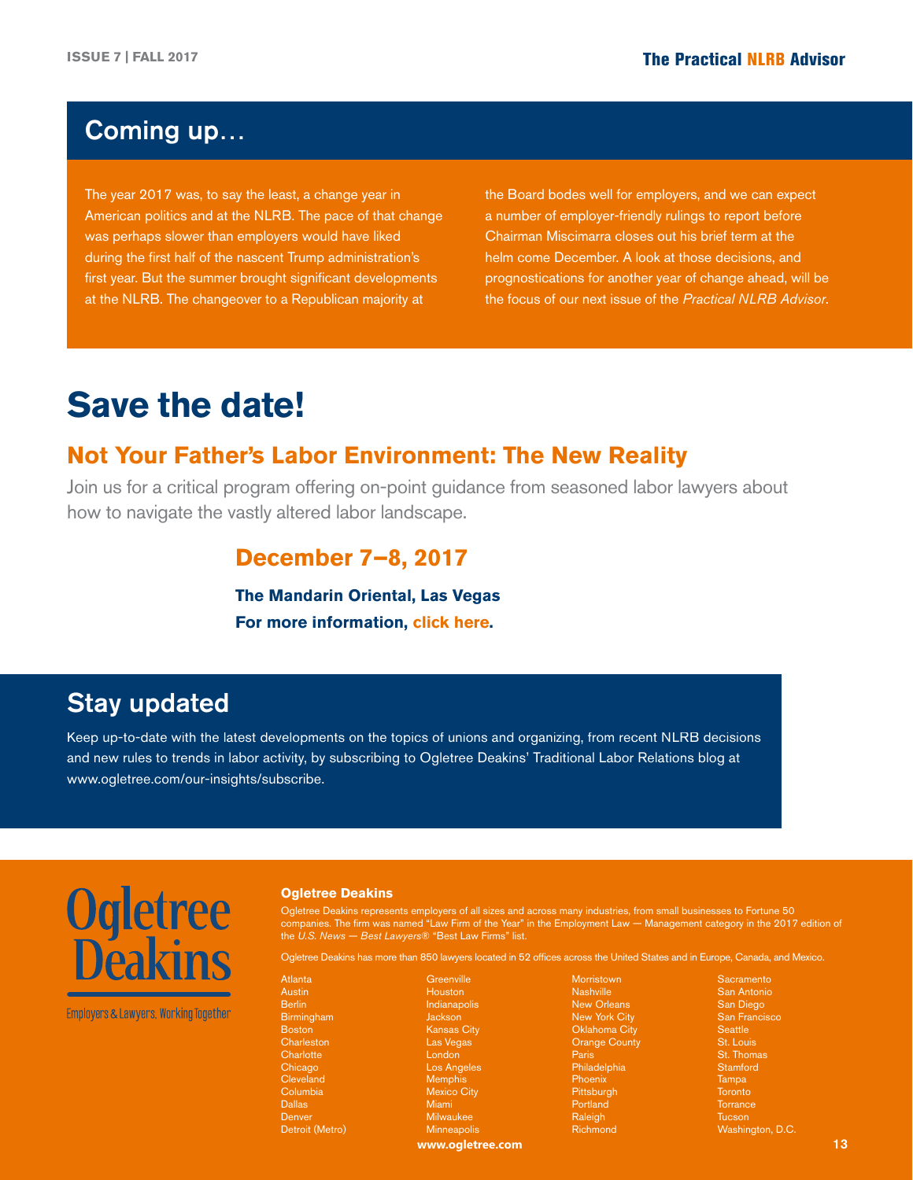## Coming up…

The year 2017 was, to say the least, a change year in American politics and at the NLRB. The pace of that change was perhaps slower than employers would have liked during the first half of the nascent Trump administration's first year. But the summer brought significant developments at the NLRB. The changeover to a Republican majority at the Board bodes well for employers, and we can expect a number of employer-friendly rulings to report before Chairman Miscimarra closes out his brief term at the helm come December. A look at those decisions, and prognostications for another year of change ahead, will be the focus of our next issue of the *Practical NLRB Advisor*.

# Save the date!

## Not Your Father's Labor Environment: The New Reality

Join us for a critical program offering on-point guidance from seasoned labor lawyers about how to navigate the vastly altered labor landscape.

### December 7–8, 2017

**The Mandarin Oriental, Las Vegas**

**For more information, click here.**

## Stay updated

Keep up-to-date with the latest developments on the topics of unions and organizing, from recent NLRB decisions and new rules to trends in labor activity, by subscribing to Ogletree Deakins' Traditional Labor Relations blog at www.ogletree.com/our-insights/subscribe.

Ogletree Deakins

Employers & Lawyers. Working Together

**Ogletree Deakins**

Ogletree Deakins represents employers of all sizes and across many industries, from small businesses to Fortune 50 companies. The firm was named "Law Firm of the Year" in the Employment Law — Management category in the 2017 edition of the *U.S. News — Best Lawyers*® "Best Law Firms" list.

Ogletree Deakins has more than 850 lawyers located in 52 offices across the United States and in Europe, Canada, and Mexico.

Atlanta
Austin
Berlin
Birmingham
Boston
Charleston
Charlotte
Chicago
Cleveland
Columbia
Dallas
Denver
Detroit (Metro)
Greenville
Houston
Indianapolis
Jackson
Kansas City
Las Vegas
London
Los Angeles
Memphis
Mexico City
Miami
Milwaukee
Minneapolis
Morristown
Nashville
New Orleans
New York City
Oklahoma City
Orange County
Paris
Philadelphia
Phoenix
Pittsburgh
Portland
Raleigh
Richmond
Sacramento
San Antonio
San Diego
San Francisco
Seattle
St. Louis
St. Thomas
Stamford
Tampa
Toronto
Torrance
Tucson
Washington, D.C.

**www.ogletree.com**